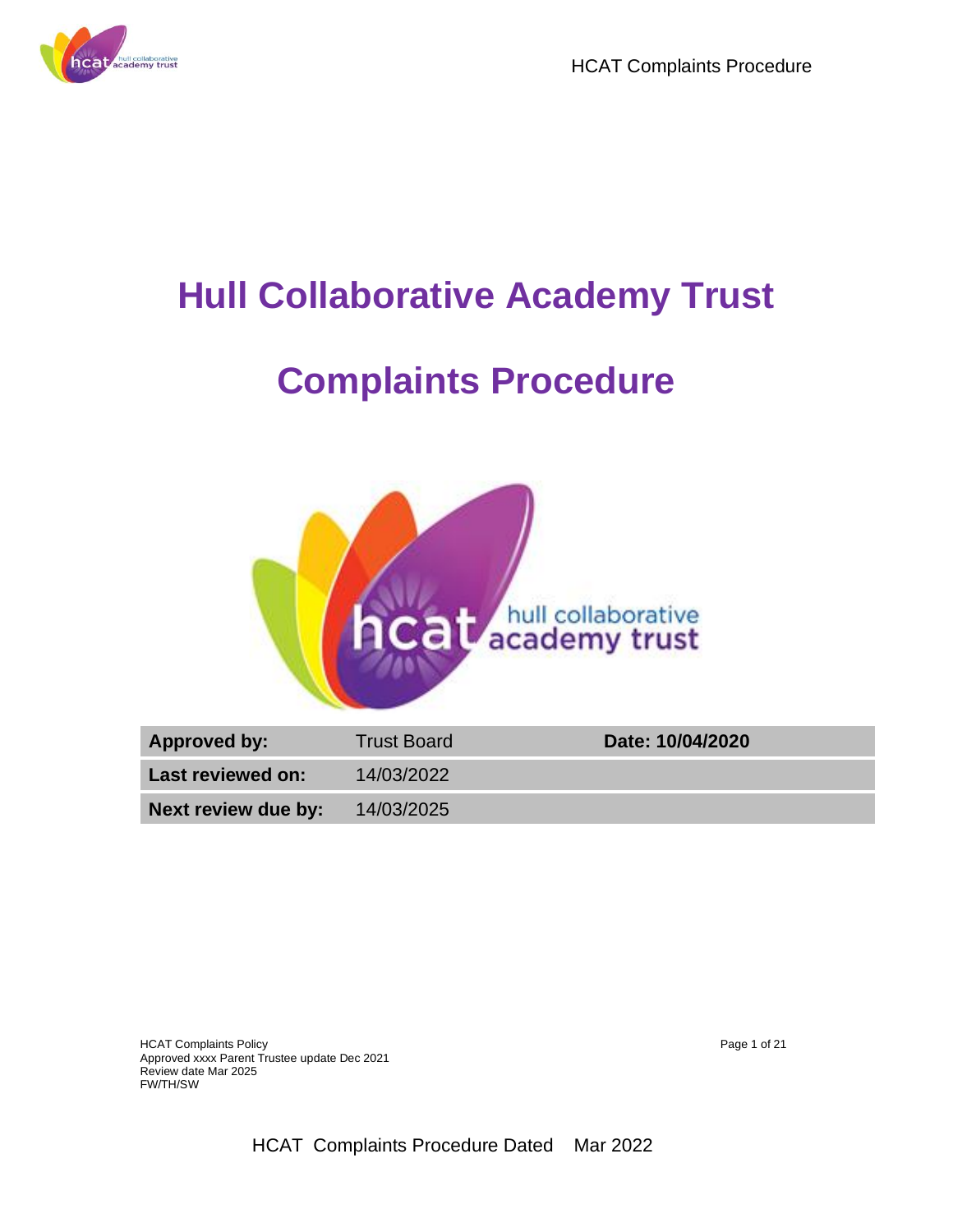# Hull Collaborative Academy Trust

# Complaints Procedure

| Approved by: | Trust Board | Date: 10/04/2020 |
|---|---|---|
| Last reviewed on: | 14/03/2022 | |
| Next review due by: | 14/03/2025 | |

HCAT Complaints Policy
Approved xxxx Parent Trustee update Dec 2021
Review date Mar 2025
FW/TH/SW

HCAT Complaints Procedure Dated Mar 2022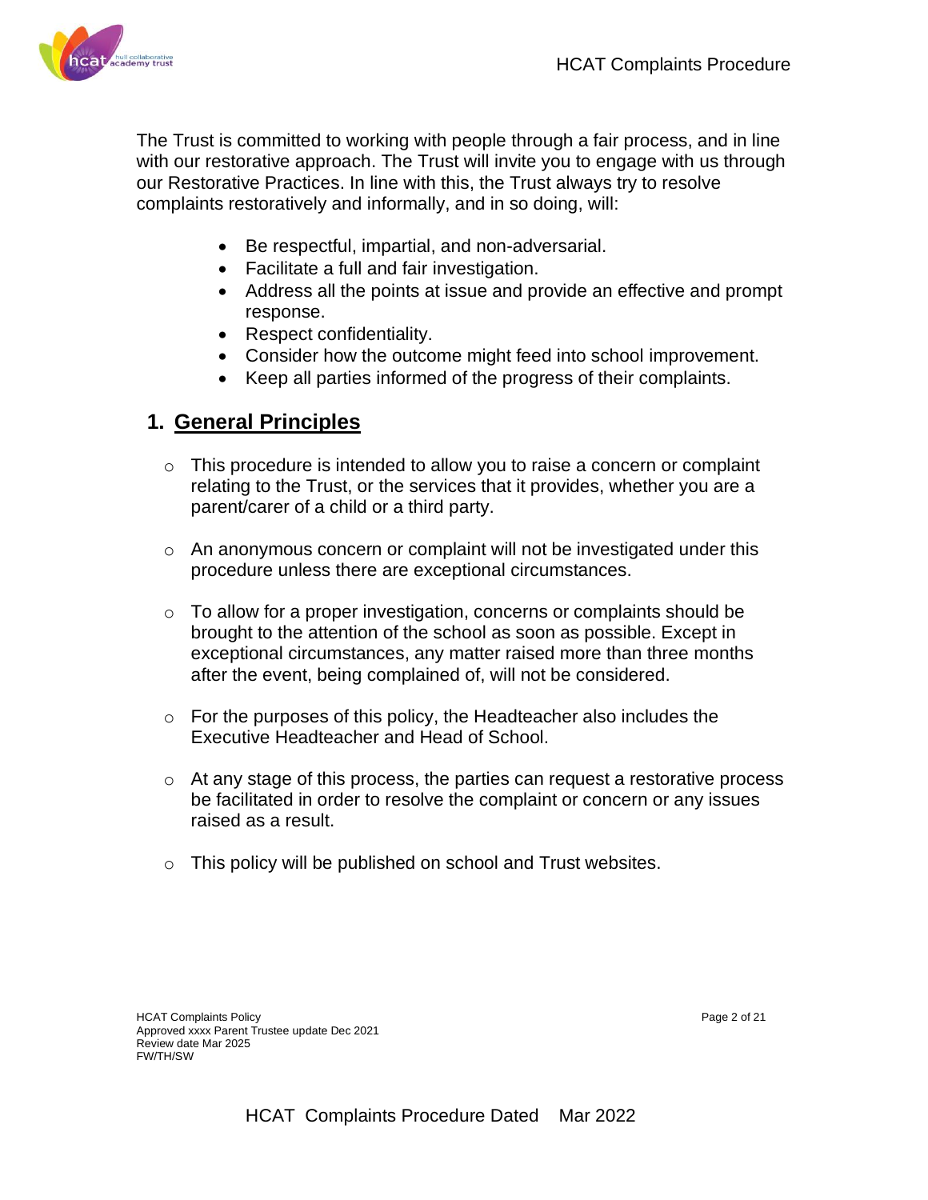The Trust is committed to working with people through a fair process, and in line with our restorative approach. The Trust will invite you to engage with us through our Restorative Practices. In line with this, the Trust always try to resolve complaints restoratively and informally, and in so doing, will:

- Be respectful, impartial, and non-adversarial.
- Facilitate a full and fair investigation.
- Address all the points at issue and provide an effective and prompt response.
- Respect confidentiality.
- Consider how the outcome might feed into school improvement.
- Keep all parties informed of the progress of their complaints.

## 1. General Principles

- This procedure is intended to allow you to raise a concern or complaint relating to the Trust, or the services that it provides, whether you are a parent/carer of a child or a third party.

- An anonymous concern or complaint will not be investigated under this procedure unless there are exceptional circumstances.

- To allow for a proper investigation, concerns or complaints should be brought to the attention of the school as soon as possible. Except in exceptional circumstances, any matter raised more than three months after the event, being complained of, will not be considered.

- For the purposes of this policy, the Headteacher also includes the Executive Headteacher and Head of School.

- At any stage of this process, the parties can request a restorative process be facilitated in order to resolve the complaint or concern or any issues raised as a result.

- This policy will be published on school and Trust websites.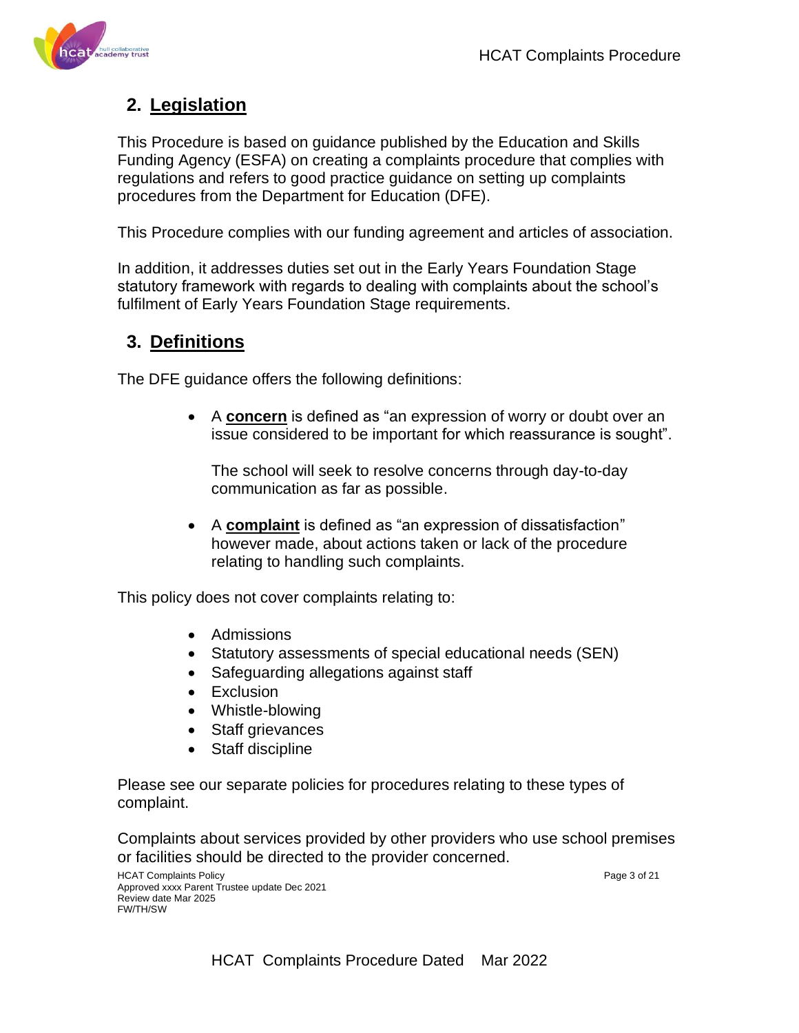## 2. Legislation

This Procedure is based on guidance published by the Education and Skills Funding Agency (ESFA) on creating a complaints procedure that complies with regulations and refers to good practice guidance on setting up complaints procedures from the Department for Education (DFE).

This Procedure complies with our funding agreement and articles of association.

In addition, it addresses duties set out in the Early Years Foundation Stage statutory framework with regards to dealing with complaints about the school's fulfilment of Early Years Foundation Stage requirements.

## 3. Definitions

The DFE guidance offers the following definitions:

- A **concern** is defined as "an expression of worry or doubt over an issue considered to be important for which reassurance is sought".

  The school will seek to resolve concerns through day-to-day communication as far as possible.

- A **complaint** is defined as "an expression of dissatisfaction" however made, about actions taken or lack of the procedure relating to handling such complaints.

This policy does not cover complaints relating to:

- Admissions
- Statutory assessments of special educational needs (SEN)
- Safeguarding allegations against staff
- Exclusion
- Whistle-blowing
- Staff grievances
- Staff discipline

Please see our separate policies for procedures relating to these types of complaint.

Complaints about services provided by other providers who use school premises or facilities should be directed to the provider concerned.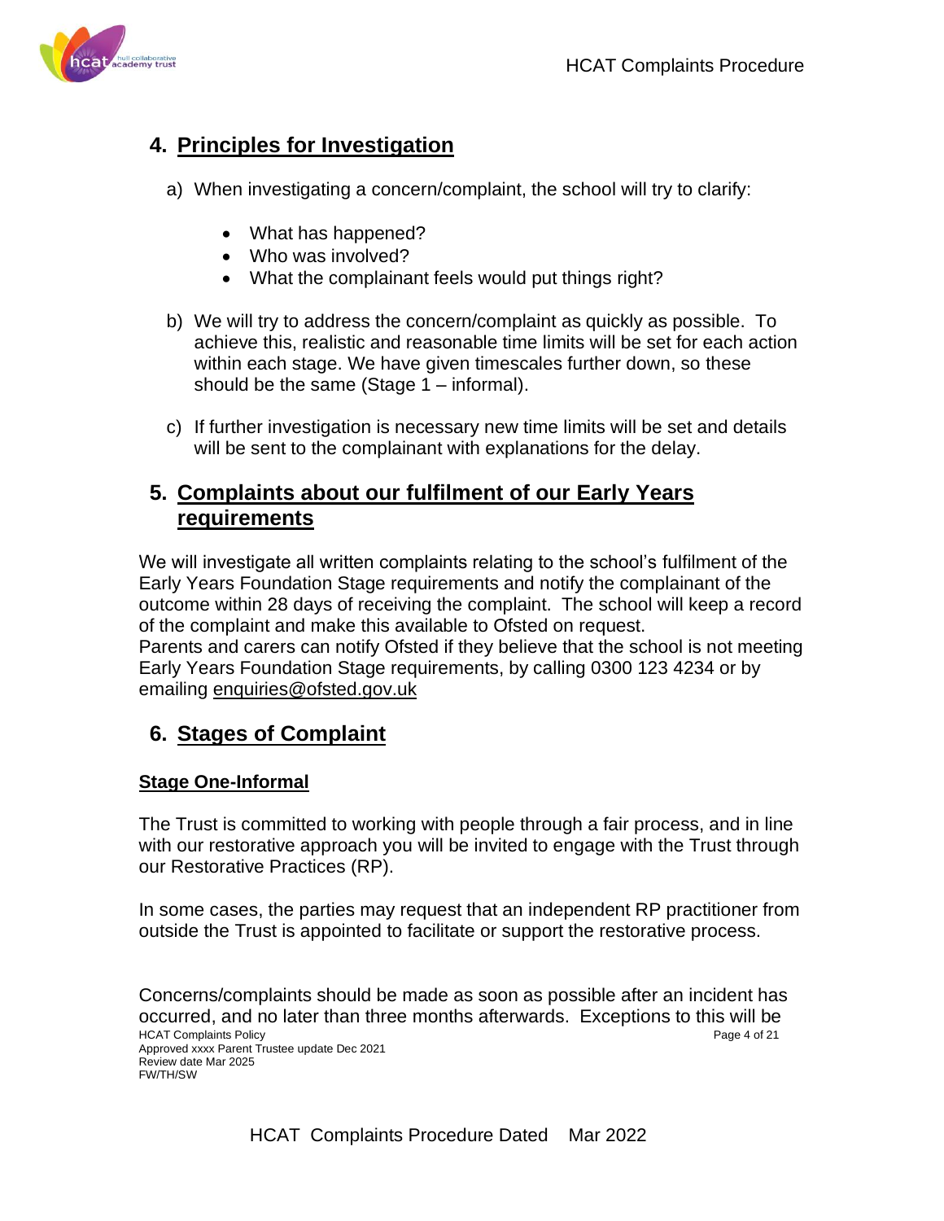## 4. Principles for Investigation

a) When investigating a concern/complaint, the school will try to clarify:

- What has happened?
- Who was involved?
- What the complainant feels would put things right?

b) We will try to address the concern/complaint as quickly as possible. To achieve this, realistic and reasonable time limits will be set for each action within each stage. We have given timescales further down, so these should be the same (Stage 1 – informal).

c) If further investigation is necessary new time limits will be set and details will be sent to the complainant with explanations for the delay.

## 5. Complaints about our fulfilment of our Early Years requirements

We will investigate all written complaints relating to the school's fulfilment of the Early Years Foundation Stage requirements and notify the complainant of the outcome within 28 days of receiving the complaint. The school will keep a record of the complaint and make this available to Ofsted on request.
Parents and carers can notify Ofsted if they believe that the school is not meeting Early Years Foundation Stage requirements, by calling 0300 123 4234 or by emailing enquiries@ofsted.gov.uk

## 6. Stages of Complaint

### Stage One-Informal

The Trust is committed to working with people through a fair process, and in line with our restorative approach you will be invited to engage with the Trust through our Restorative Practices (RP).

In some cases, the parties may request that an independent RP practitioner from outside the Trust is appointed to facilitate or support the restorative process.

Concerns/complaints should be made as soon as possible after an incident has occurred, and no later than three months afterwards. Exceptions to this will be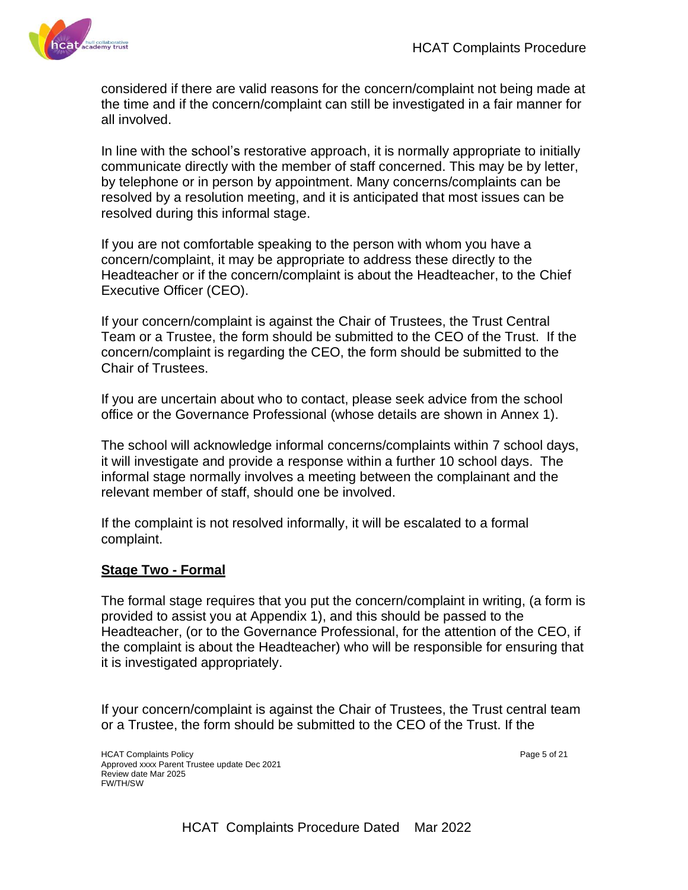considered if there are valid reasons for the concern/complaint not being made at the time and if the concern/complaint can still be investigated in a fair manner for all involved.

In line with the school's restorative approach, it is normally appropriate to initially communicate directly with the member of staff concerned. This may be by letter, by telephone or in person by appointment. Many concerns/complaints can be resolved by a resolution meeting, and it is anticipated that most issues can be resolved during this informal stage.

If you are not comfortable speaking to the person with whom you have a concern/complaint, it may be appropriate to address these directly to the Headteacher or if the concern/complaint is about the Headteacher, to the Chief Executive Officer (CEO).

If your concern/complaint is against the Chair of Trustees, the Trust Central Team or a Trustee, the form should be submitted to the CEO of the Trust. If the concern/complaint is regarding the CEO, the form should be submitted to the Chair of Trustees.

If you are uncertain about who to contact, please seek advice from the school office or the Governance Professional (whose details are shown in Annex 1).

The school will acknowledge informal concerns/complaints within 7 school days, it will investigate and provide a response within a further 10 school days. The informal stage normally involves a meeting between the complainant and the relevant member of staff, should one be involved.

If the complaint is not resolved informally, it will be escalated to a formal complaint.

**Stage Two - Formal**

The formal stage requires that you put the concern/complaint in writing, (a form is provided to assist you at Appendix 1), and this should be passed to the Headteacher, (or to the Governance Professional, for the attention of the CEO, if the complaint is about the Headteacher) who will be responsible for ensuring that it is investigated appropriately.

If your concern/complaint is against the Chair of Trustees, the Trust central team or a Trustee, the form should be submitted to the CEO of the Trust. If the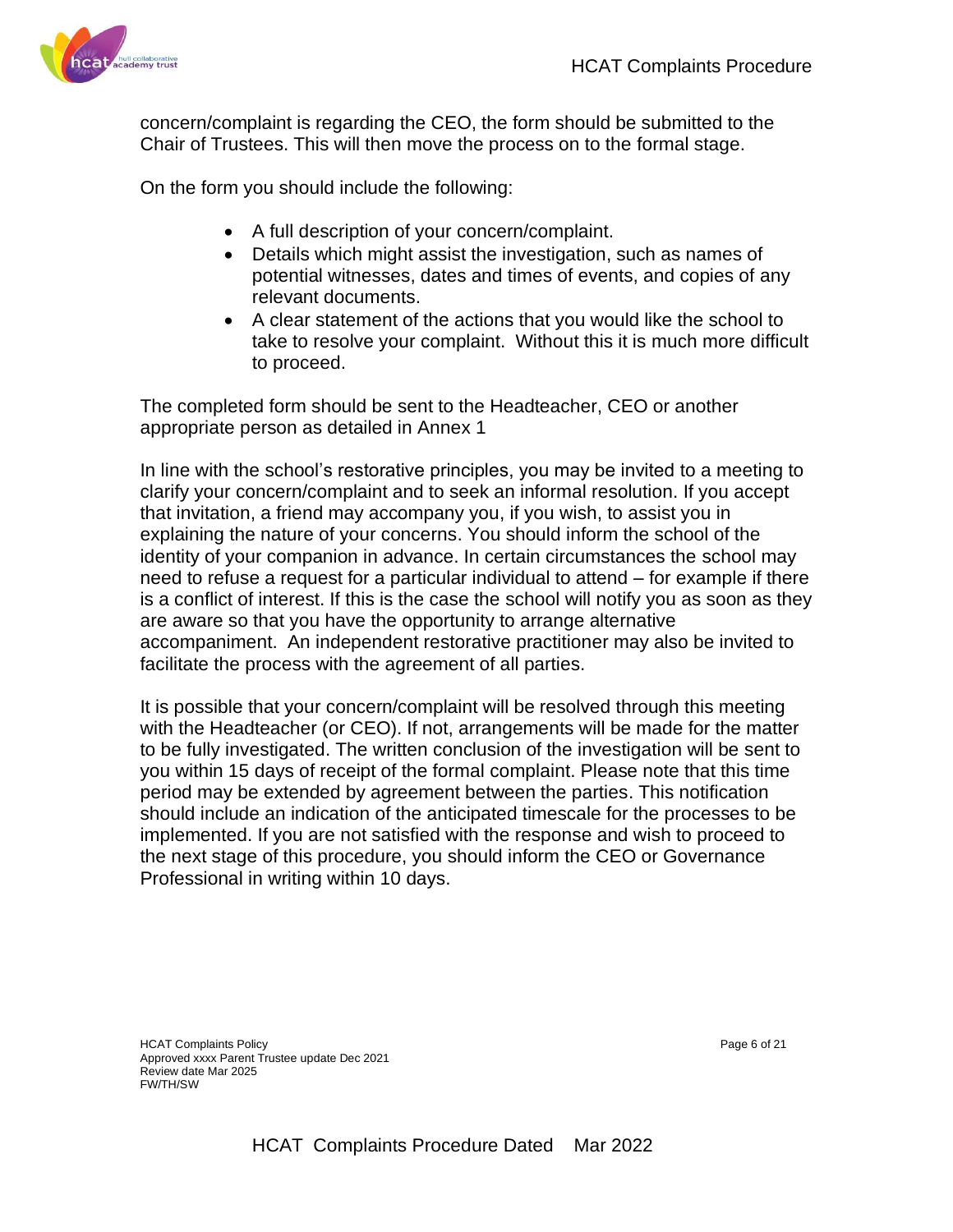concern/complaint is regarding the CEO, the form should be submitted to the Chair of Trustees. This will then move the process on to the formal stage.

On the form you should include the following:

- A full description of your concern/complaint.
- Details which might assist the investigation, such as names of potential witnesses, dates and times of events, and copies of any relevant documents.
- A clear statement of the actions that you would like the school to take to resolve your complaint. Without this it is much more difficult to proceed.

The completed form should be sent to the Headteacher, CEO or another appropriate person as detailed in Annex 1

In line with the school's restorative principles, you may be invited to a meeting to clarify your concern/complaint and to seek an informal resolution. If you accept that invitation, a friend may accompany you, if you wish, to assist you in explaining the nature of your concerns. You should inform the school of the identity of your companion in advance. In certain circumstances the school may need to refuse a request for a particular individual to attend – for example if there is a conflict of interest. If this is the case the school will notify you as soon as they are aware so that you have the opportunity to arrange alternative accompaniment. An independent restorative practitioner may also be invited to facilitate the process with the agreement of all parties.

It is possible that your concern/complaint will be resolved through this meeting with the Headteacher (or CEO). If not, arrangements will be made for the matter to be fully investigated. The written conclusion of the investigation will be sent to you within 15 days of receipt of the formal complaint. Please note that this time period may be extended by agreement between the parties. This notification should include an indication of the anticipated timescale for the processes to be implemented. If you are not satisfied with the response and wish to proceed to the next stage of this procedure, you should inform the CEO or Governance Professional in writing within 10 days.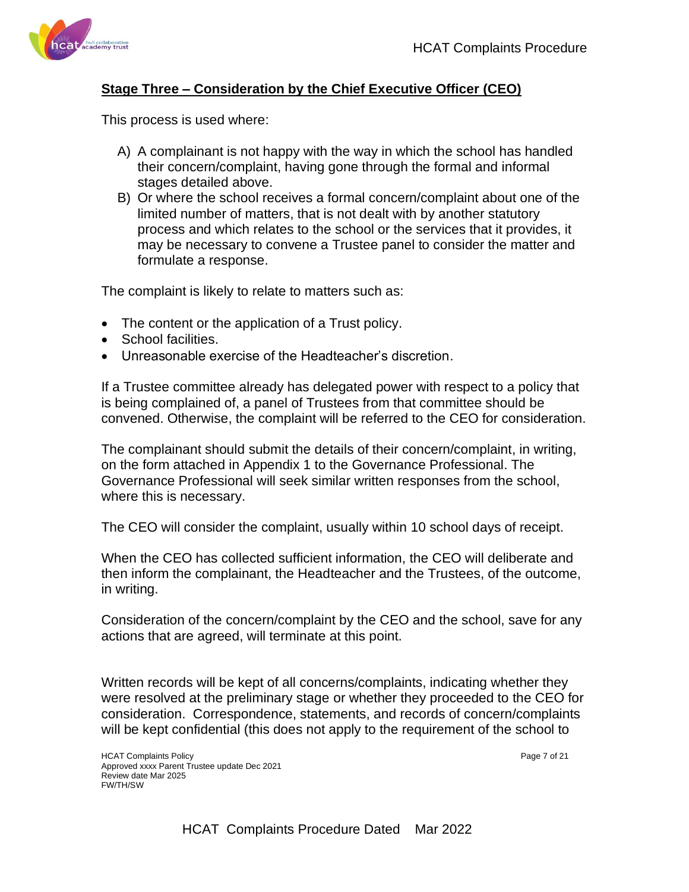## Stage Three – Consideration by the Chief Executive Officer (CEO)

This process is used where:

A) A complainant is not happy with the way in which the school has handled their concern/complaint, having gone through the formal and informal stages detailed above.
B) Or where the school receives a formal concern/complaint about one of the limited number of matters, that is not dealt with by another statutory process and which relates to the school or the services that it provides, it may be necessary to convene a Trustee panel to consider the matter and formulate a response.

The complaint is likely to relate to matters such as:

- The content or the application of a Trust policy.
- School facilities.
- Unreasonable exercise of the Headteacher's discretion.

If a Trustee committee already has delegated power with respect to a policy that is being complained of, a panel of Trustees from that committee should be convened. Otherwise, the complaint will be referred to the CEO for consideration.

The complainant should submit the details of their concern/complaint, in writing, on the form attached in Appendix 1 to the Governance Professional. The Governance Professional will seek similar written responses from the school, where this is necessary.

The CEO will consider the complaint, usually within 10 school days of receipt.

When the CEO has collected sufficient information, the CEO will deliberate and then inform the complainant, the Headteacher and the Trustees, of the outcome, in writing.

Consideration of the concern/complaint by the CEO and the school, save for any actions that are agreed, will terminate at this point.

Written records will be kept of all concerns/complaints, indicating whether they were resolved at the preliminary stage or whether they proceeded to the CEO for consideration. Correspondence, statements, and records of concern/complaints will be kept confidential (this does not apply to the requirement of the school to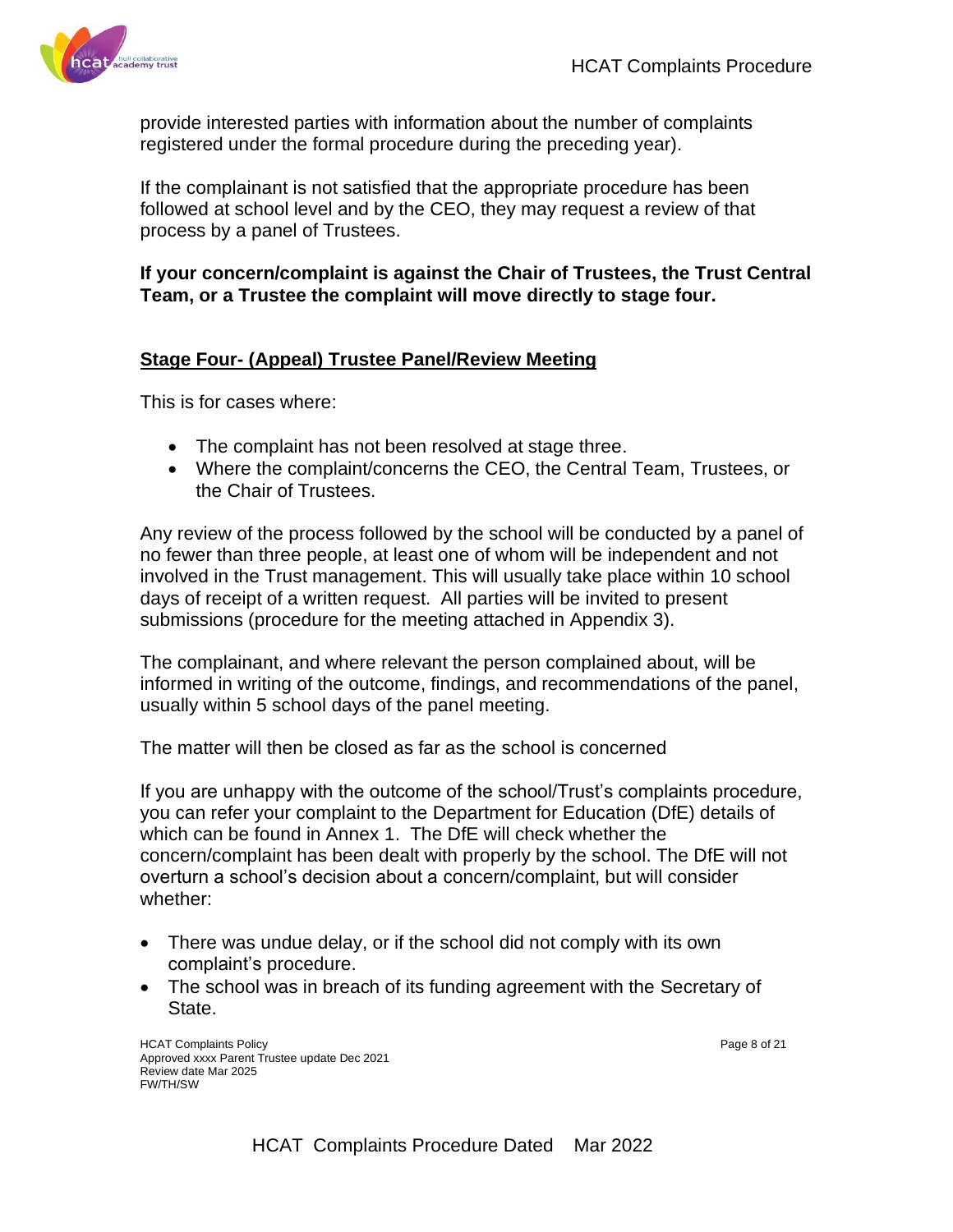provide interested parties with information about the number of complaints registered under the formal procedure during the preceding year).

If the complainant is not satisfied that the appropriate procedure has been followed at school level and by the CEO, they may request a review of that process by a panel of Trustees.

**If your concern/complaint is against the Chair of Trustees, the Trust Central Team, or a Trustee the complaint will move directly to stage four.**

## Stage Four- (Appeal) Trustee Panel/Review Meeting

This is for cases where:

- The complaint has not been resolved at stage three.
- Where the complaint/concerns the CEO, the Central Team, Trustees, or the Chair of Trustees.

Any review of the process followed by the school will be conducted by a panel of no fewer than three people, at least one of whom will be independent and not involved in the Trust management. This will usually take place within 10 school days of receipt of a written request. All parties will be invited to present submissions (procedure for the meeting attached in Appendix 3).

The complainant, and where relevant the person complained about, will be informed in writing of the outcome, findings, and recommendations of the panel, usually within 5 school days of the panel meeting.

The matter will then be closed as far as the school is concerned

If you are unhappy with the outcome of the school/Trust's complaints procedure, you can refer your complaint to the Department for Education (DfE) details of which can be found in Annex 1. The DfE will check whether the concern/complaint has been dealt with properly by the school. The DfE will not overturn a school's decision about a concern/complaint, but will consider whether:

- There was undue delay, or if the school did not comply with its own complaint's procedure.
- The school was in breach of its funding agreement with the Secretary of State.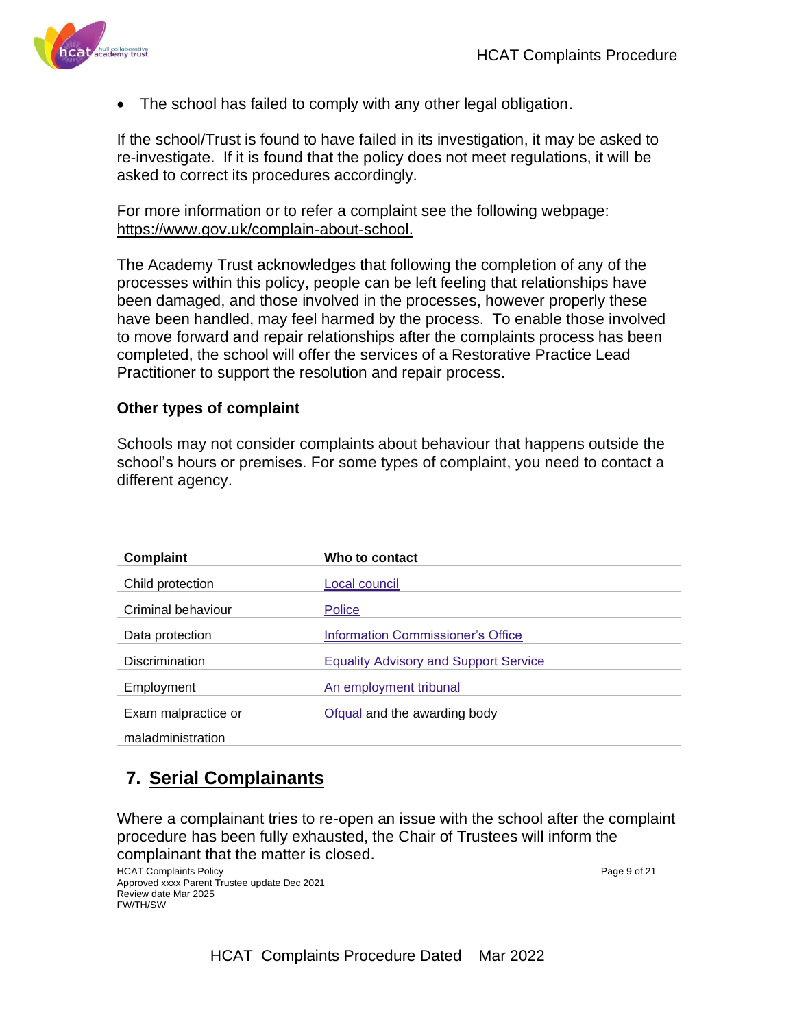- The school has failed to comply with any other legal obligation.

If the school/Trust is found to have failed in its investigation, it may be asked to re-investigate. If it is found that the policy does not meet regulations, it will be asked to correct its procedures accordingly.

For more information or to refer a complaint see the following webpage: https://www.gov.uk/complain-about-school.

The Academy Trust acknowledges that following the completion of any of the processes within this policy, people can be left feeling that relationships have been damaged, and those involved in the processes, however properly these have been handled, may feel harmed by the process. To enable those involved to move forward and repair relationships after the complaints process has been completed, the school will offer the services of a Restorative Practice Lead Practitioner to support the resolution and repair process.

**Other types of complaint**

Schools may not consider complaints about behaviour that happens outside the school's hours or premises. For some types of complaint, you need to contact a different agency.

| Complaint | Who to contact |
|---|---|
| Child protection | Local council |
| Criminal behaviour | Police |
| Data protection | Information Commissioner's Office |
| Discrimination | Equality Advisory and Support Service |
| Employment | An employment tribunal |
| Exam malpractice or maladministration | Ofqual and the awarding body |

## 7. Serial Complainants

Where a complainant tries to re-open an issue with the school after the complaint procedure has been fully exhausted, the Chair of Trustees will inform the complainant that the matter is closed.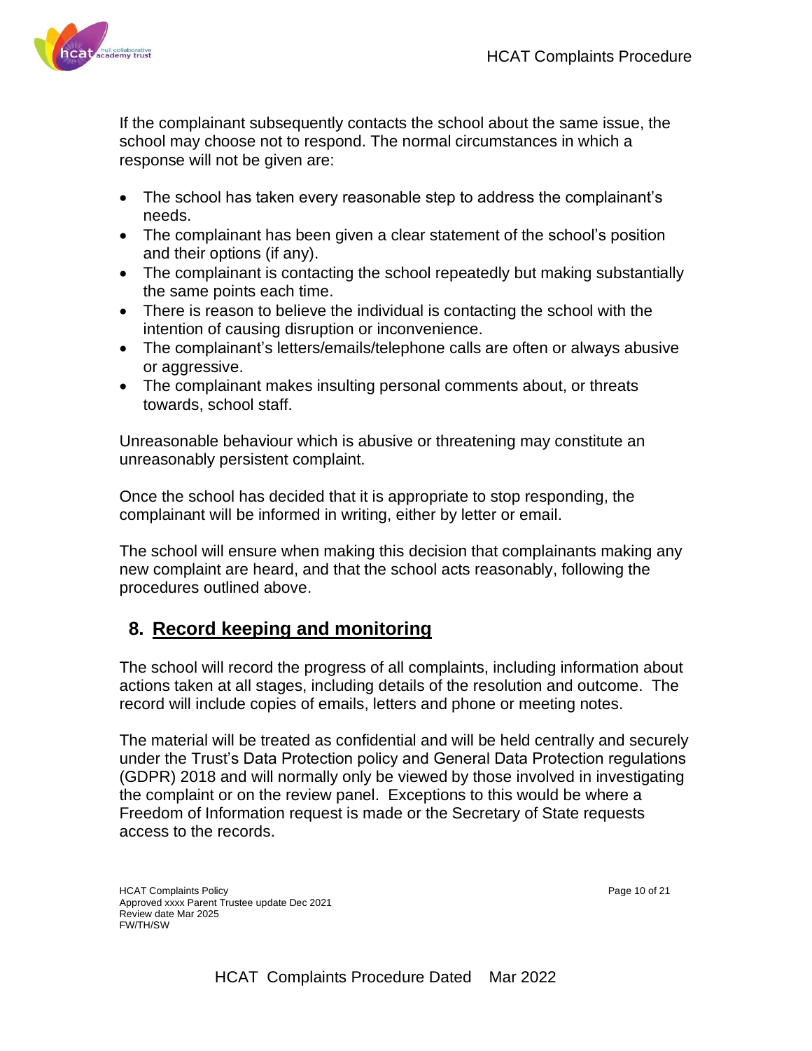If the complainant subsequently contacts the school about the same issue, the school may choose not to respond. The normal circumstances in which a response will not be given are:

- The school has taken every reasonable step to address the complainant's needs.
- The complainant has been given a clear statement of the school's position and their options (if any).
- The complainant is contacting the school repeatedly but making substantially the same points each time.
- There is reason to believe the individual is contacting the school with the intention of causing disruption or inconvenience.
- The complainant's letters/emails/telephone calls are often or always abusive or aggressive.
- The complainant makes insulting personal comments about, or threats towards, school staff.

Unreasonable behaviour which is abusive or threatening may constitute an unreasonably persistent complaint.

Once the school has decided that it is appropriate to stop responding, the complainant will be informed in writing, either by letter or email.

The school will ensure when making this decision that complainants making any new complaint are heard, and that the school acts reasonably, following the procedures outlined above.

## 8. Record keeping and monitoring

The school will record the progress of all complaints, including information about actions taken at all stages, including details of the resolution and outcome. The record will include copies of emails, letters and phone or meeting notes.

The material will be treated as confidential and will be held centrally and securely under the Trust's Data Protection policy and General Data Protection regulations (GDPR) 2018 and will normally only be viewed by those involved in investigating the complaint or on the review panel. Exceptions to this would be where a Freedom of Information request is made or the Secretary of State requests access to the records.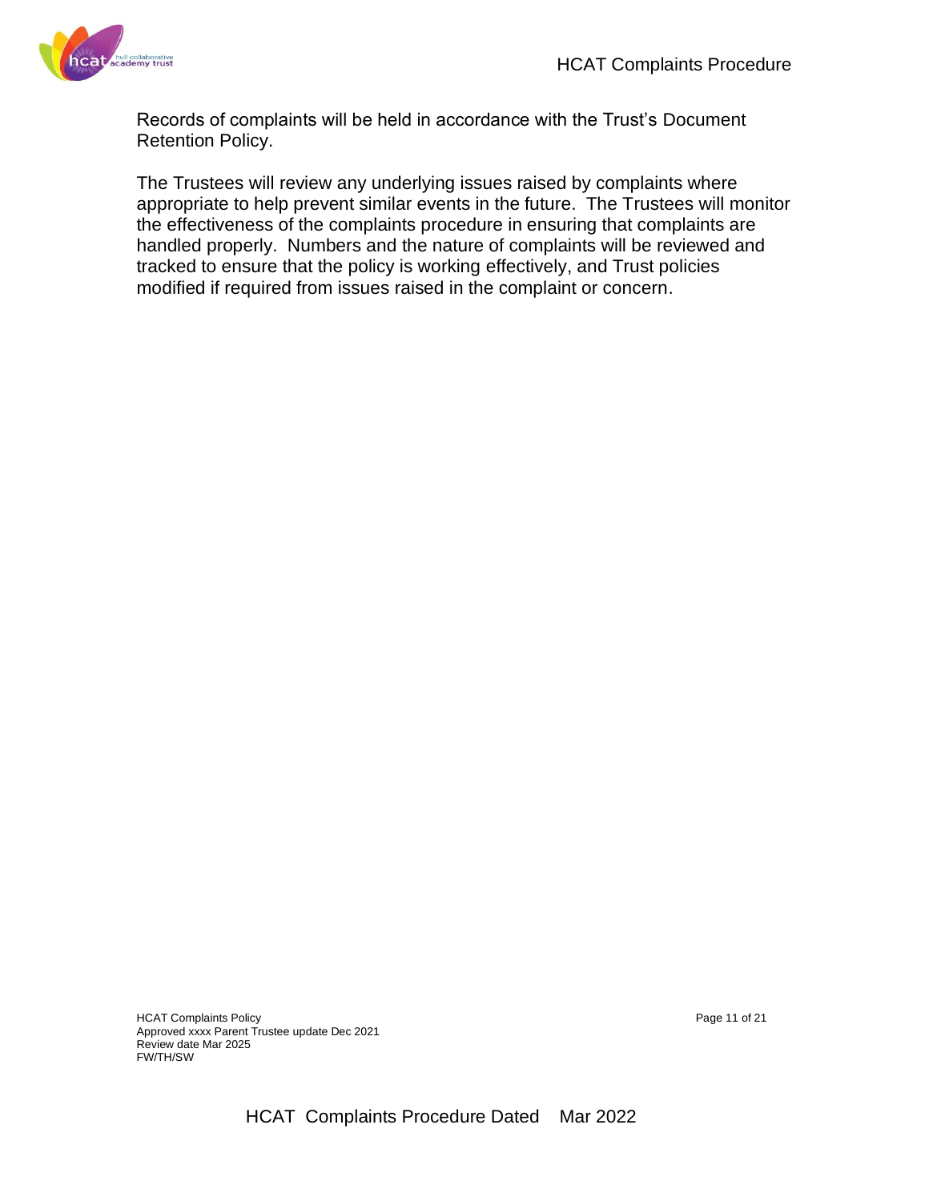Records of complaints will be held in accordance with the Trust's Document Retention Policy.

The Trustees will review any underlying issues raised by complaints where appropriate to help prevent similar events in the future. The Trustees will monitor the effectiveness of the complaints procedure in ensuring that complaints are handled properly. Numbers and the nature of complaints will be reviewed and tracked to ensure that the policy is working effectively, and Trust policies modified if required from issues raised in the complaint or concern.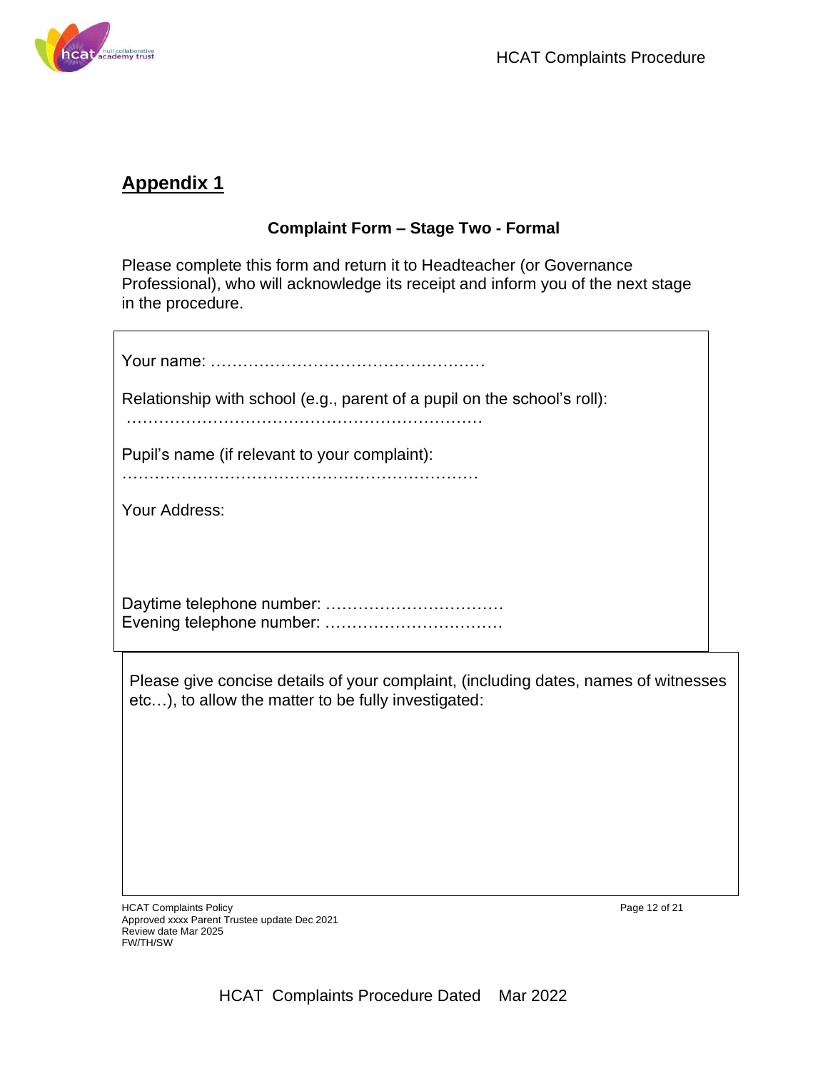## Appendix 1

**Complaint Form – Stage Two - Formal**

Please complete this form and return it to Headteacher (or Governance Professional), who will acknowledge its receipt and inform you of the next stage in the procedure.

Your name: ……………………………………………

Relationship with school (e.g., parent of a pupil on the school's roll): …………………………………………………………

Pupil's name (if relevant to your complaint): …………………………………………………………

Your Address:

Daytime telephone number: ……………………………
Evening telephone number: ……………………………

Please give concise details of your complaint, (including dates, names of witnesses etc…), to allow the matter to be fully investigated: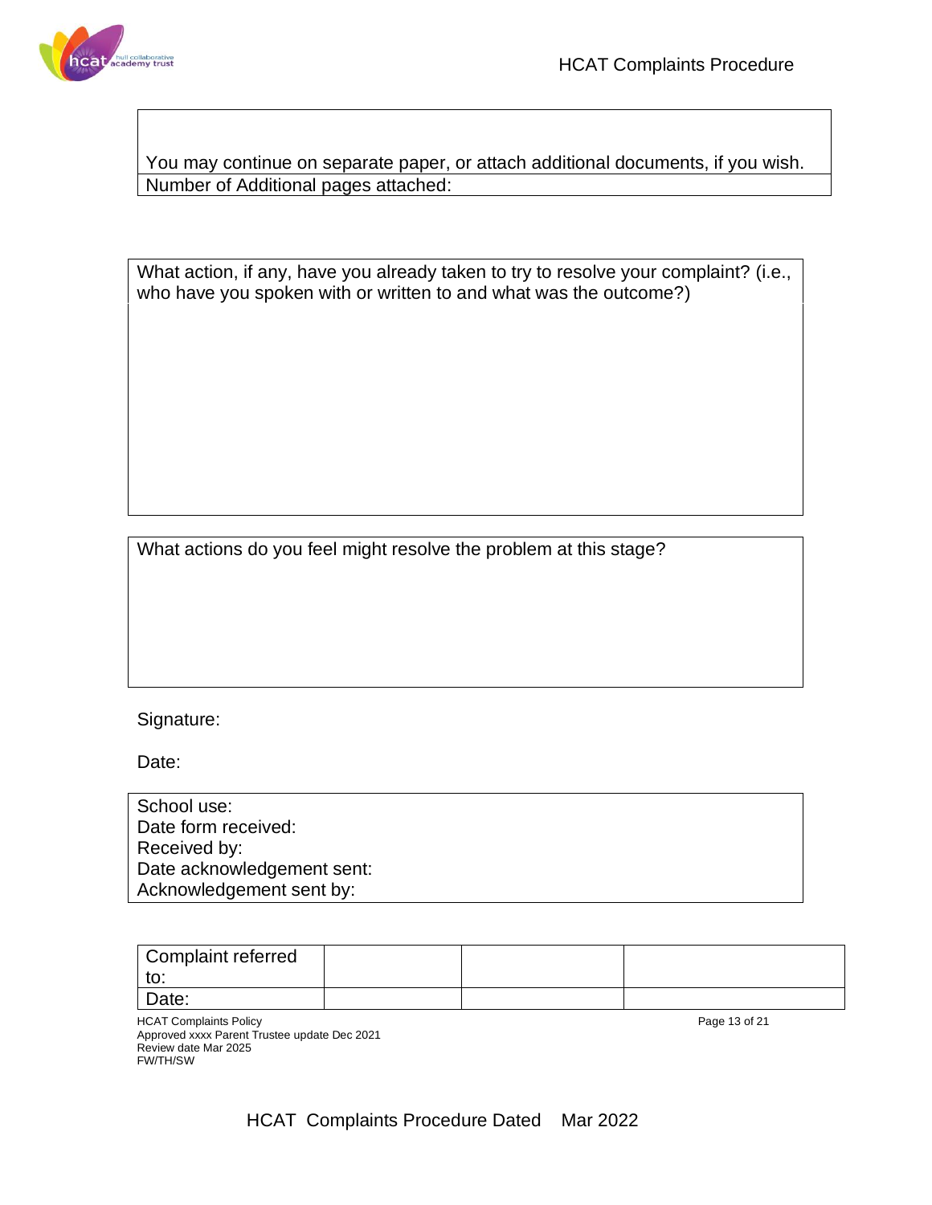You may continue on separate paper, or attach additional documents, if you wish.

Number of Additional pages attached:

What action, if any, have you already taken to try to resolve your complaint? (i.e., who have you spoken with or written to and what was the outcome?)

What actions do you feel might resolve the problem at this stage?

Signature:

Date:

School use:
Date form received:
Received by:
Date acknowledgement sent:
Acknowledgement sent by:

| Complaint referred to: | | | |
|---|---|---|---|
| Date: | | | |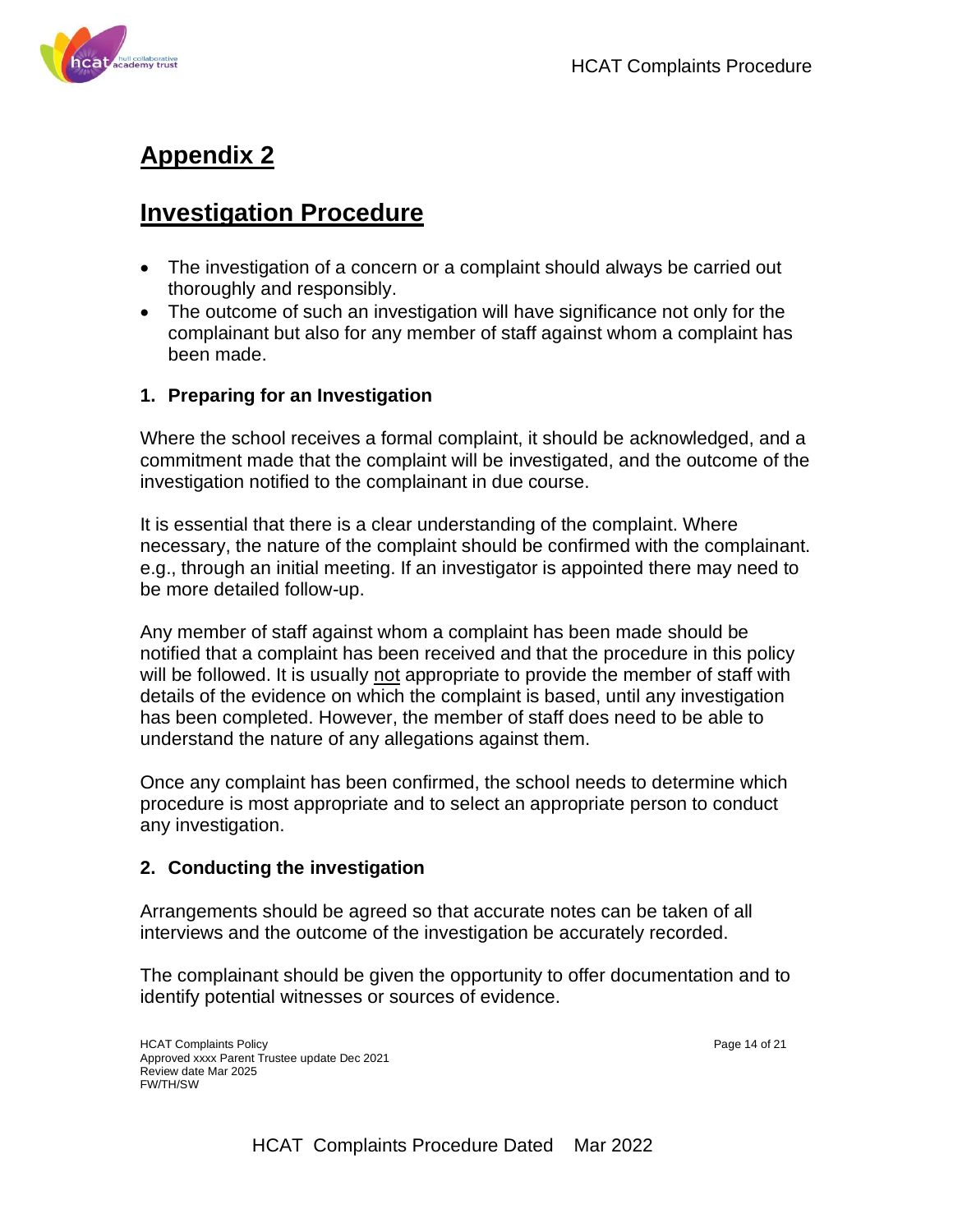# Appendix 2

## Investigation Procedure

- The investigation of a concern or a complaint should always be carried out thoroughly and responsibly.
- The outcome of such an investigation will have significance not only for the complainant but also for any member of staff against whom a complaint has been made.

### 1. Preparing for an Investigation

Where the school receives a formal complaint, it should be acknowledged, and a commitment made that the complaint will be investigated, and the outcome of the investigation notified to the complainant in due course.

It is essential that there is a clear understanding of the complaint. Where necessary, the nature of the complaint should be confirmed with the complainant. e.g., through an initial meeting. If an investigator is appointed there may need to be more detailed follow-up.

Any member of staff against whom a complaint has been made should be notified that a complaint has been received and that the procedure in this policy will be followed. It is usually <u>not</u> appropriate to provide the member of staff with details of the evidence on which the complaint is based, until any investigation has been completed. However, the member of staff does need to be able to understand the nature of any allegations against them.

Once any complaint has been confirmed, the school needs to determine which procedure is most appropriate and to select an appropriate person to conduct any investigation.

### 2. Conducting the investigation

Arrangements should be agreed so that accurate notes can be taken of all interviews and the outcome of the investigation be accurately recorded.

The complainant should be given the opportunity to offer documentation and to identify potential witnesses or sources of evidence.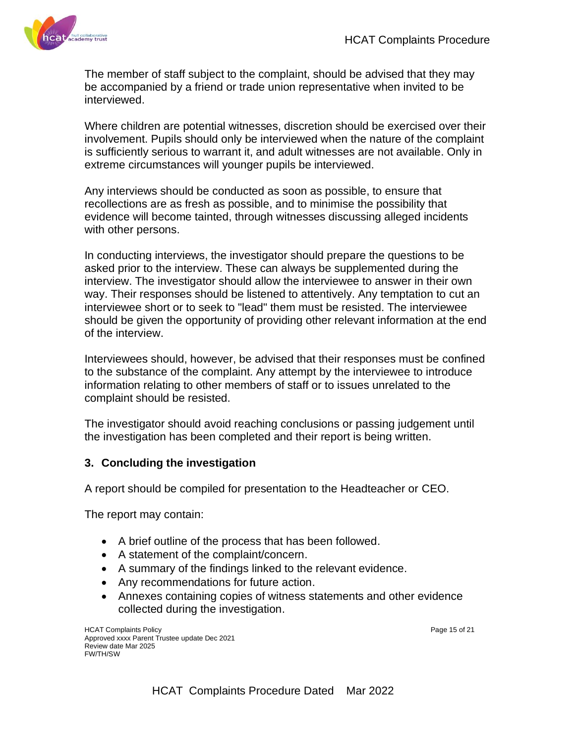The member of staff subject to the complaint, should be advised that they may be accompanied by a friend or trade union representative when invited to be interviewed.

Where children are potential witnesses, discretion should be exercised over their involvement. Pupils should only be interviewed when the nature of the complaint is sufficiently serious to warrant it, and adult witnesses are not available. Only in extreme circumstances will younger pupils be interviewed.

Any interviews should be conducted as soon as possible, to ensure that recollections are as fresh as possible, and to minimise the possibility that evidence will become tainted, through witnesses discussing alleged incidents with other persons.

In conducting interviews, the investigator should prepare the questions to be asked prior to the interview. These can always be supplemented during the interview. The investigator should allow the interviewee to answer in their own way. Their responses should be listened to attentively. Any temptation to cut an interviewee short or to seek to "lead" them must be resisted. The interviewee should be given the opportunity of providing other relevant information at the end of the interview.

Interviewees should, however, be advised that their responses must be confined to the substance of the complaint. Any attempt by the interviewee to introduce information relating to other members of staff or to issues unrelated to the complaint should be resisted.

The investigator should avoid reaching conclusions or passing judgement until the investigation has been completed and their report is being written.

### 3. Concluding the investigation

A report should be compiled for presentation to the Headteacher or CEO.

The report may contain:

- A brief outline of the process that has been followed.
- A statement of the complaint/concern.
- A summary of the findings linked to the relevant evidence.
- Any recommendations for future action.
- Annexes containing copies of witness statements and other evidence collected during the investigation.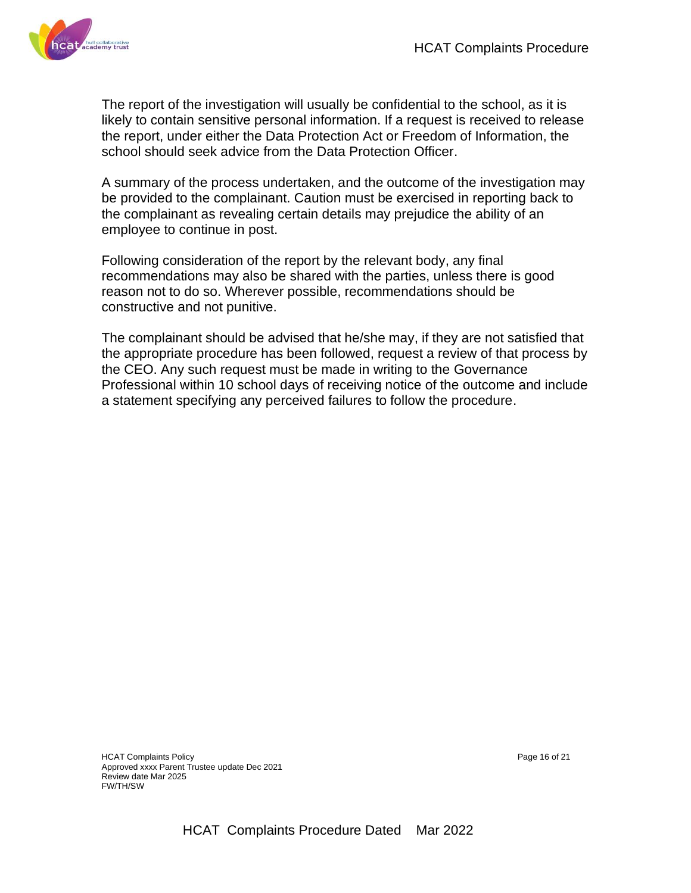The report of the investigation will usually be confidential to the school, as it is likely to contain sensitive personal information. If a request is received to release the report, under either the Data Protection Act or Freedom of Information, the school should seek advice from the Data Protection Officer.

A summary of the process undertaken, and the outcome of the investigation may be provided to the complainant. Caution must be exercised in reporting back to the complainant as revealing certain details may prejudice the ability of an employee to continue in post.

Following consideration of the report by the relevant body, any final recommendations may also be shared with the parties, unless there is good reason not to do so. Wherever possible, recommendations should be constructive and not punitive.

The complainant should be advised that he/she may, if they are not satisfied that the appropriate procedure has been followed, request a review of that process by the CEO. Any such request must be made in writing to the Governance Professional within 10 school days of receiving notice of the outcome and include a statement specifying any perceived failures to follow the procedure.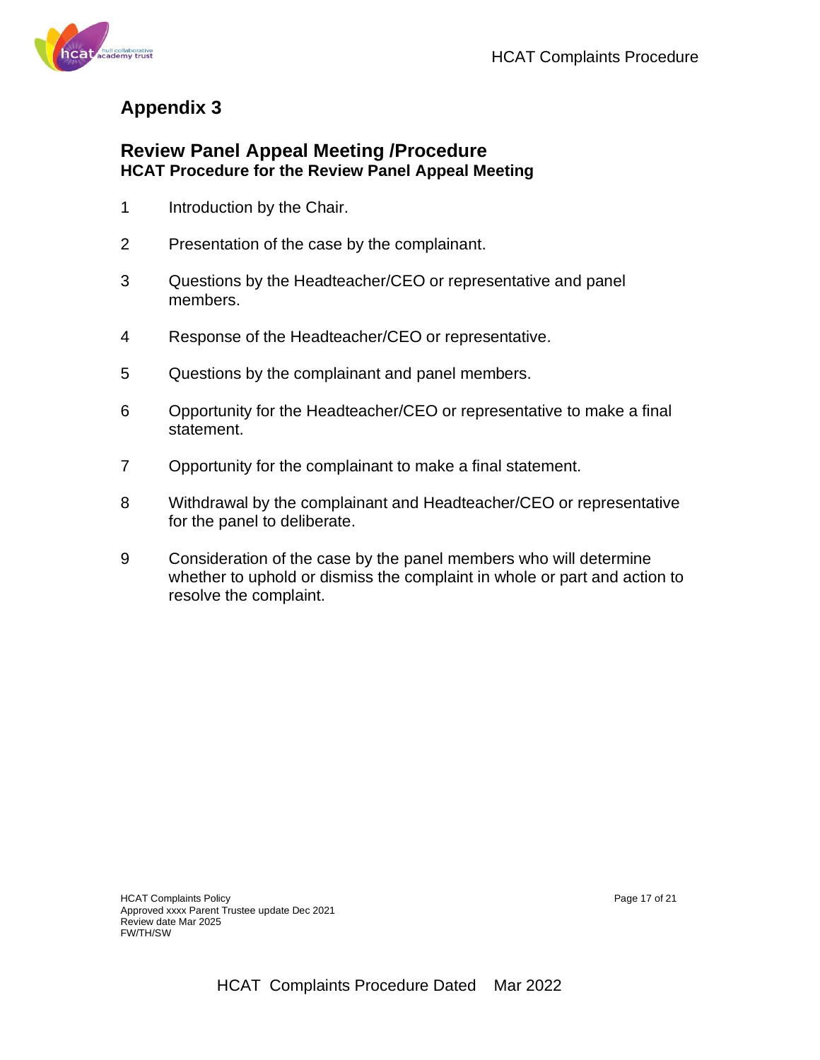# Appendix 3

## Review Panel Appeal Meeting /Procedure

### HCAT Procedure for the Review Panel Appeal Meeting

1. Introduction by the Chair.
2. Presentation of the case by the complainant.
3. Questions by the Headteacher/CEO or representative and panel members.
4. Response of the Headteacher/CEO or representative.
5. Questions by the complainant and panel members.
6. Opportunity for the Headteacher/CEO or representative to make a final statement.
7. Opportunity for the complainant to make a final statement.
8. Withdrawal by the complainant and Headteacher/CEO or representative for the panel to deliberate.
9. Consideration of the case by the panel members who will determine whether to uphold or dismiss the complaint in whole or part and action to resolve the complaint.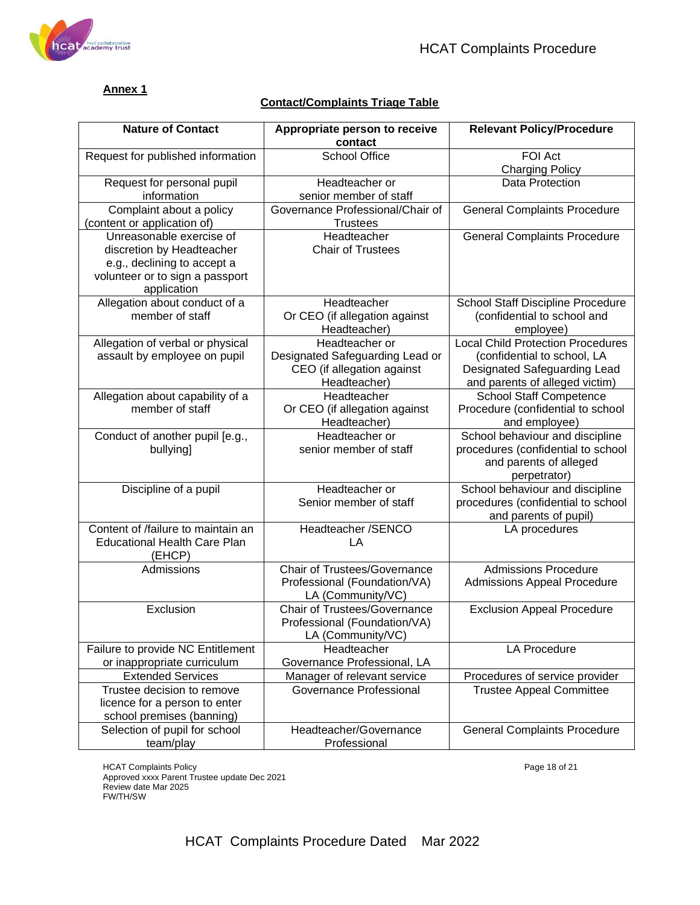**Annex 1**

**Contact/Complaints Triage Table**

| Nature of Contact | Appropriate person to receive contact | Relevant Policy/Procedure |
|---|---|---|
| Request for published information | School Office | FOI Act<br>Charging Policy |
| Request for personal pupil information | Headteacher or senior member of staff | Data Protection |
| Complaint about a policy (content or application of) | Governance Professional/Chair of Trustees | General Complaints Procedure |
| Unreasonable exercise of discretion by Headteacher e.g., declining to accept a volunteer or to sign a passport application | Headteacher<br>Chair of Trustees | General Complaints Procedure |
| Allegation about conduct of a member of staff | Headteacher<br>Or CEO (if allegation against Headteacher) | School Staff Discipline Procedure (confidential to school and employee) |
| Allegation of verbal or physical assault by employee on pupil | Headteacher or Designated Safeguarding Lead or CEO (if allegation against Headteacher) | Local Child Protection Procedures (confidential to school, LA Designated Safeguarding Lead and parents of alleged victim) |
| Allegation about capability of a member of staff | Headteacher<br>Or CEO (if allegation against Headteacher) | School Staff Competence Procedure (confidential to school and employee) |
| Conduct of another pupil [e.g., bullying] | Headteacher or senior member of staff | School behaviour and discipline procedures (confidential to school and parents of alleged perpetrator) |
| Discipline of a pupil | Headteacher or Senior member of staff | School behaviour and discipline procedures (confidential to school and parents of pupil) |
| Content of /failure to maintain an Educational Health Care Plan (EHCP) | Headteacher /SENCO<br>LA | LA procedures |
| Admissions | Chair of Trustees/Governance Professional (Foundation/VA)<br>LA (Community/VC) | Admissions Procedure<br>Admissions Appeal Procedure |
| Exclusion | Chair of Trustees/Governance Professional (Foundation/VA)<br>LA (Community/VC) | Exclusion Appeal Procedure |
| Failure to provide NC Entitlement or inappropriate curriculum | Headteacher<br>Governance Professional, LA | LA Procedure |
| Extended Services | Manager of relevant service | Procedures of service provider |
| Trustee decision to remove licence for a person to enter school premises (banning) | Governance Professional | Trustee Appeal Committee |
| Selection of pupil for school team/play | Headteacher/Governance Professional | General Complaints Procedure |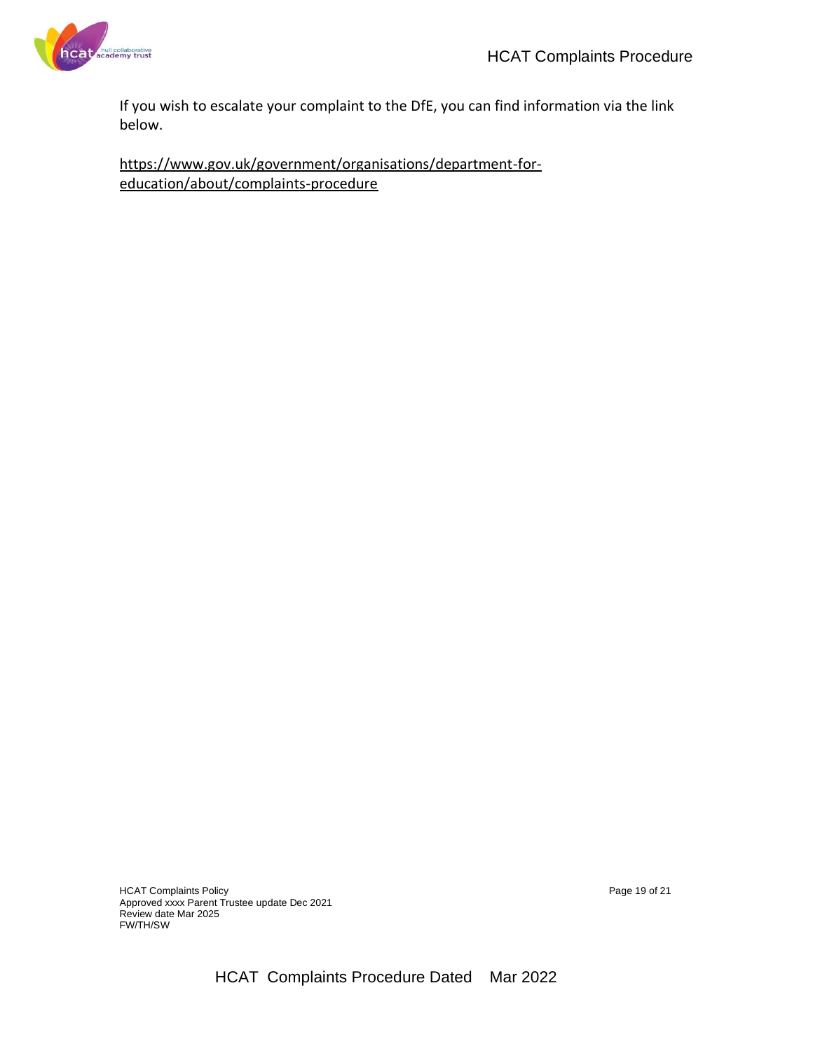If you wish to escalate your complaint to the DfE, you can find information via the link below.

https://www.gov.uk/government/organisations/department-for-education/about/complaints-procedure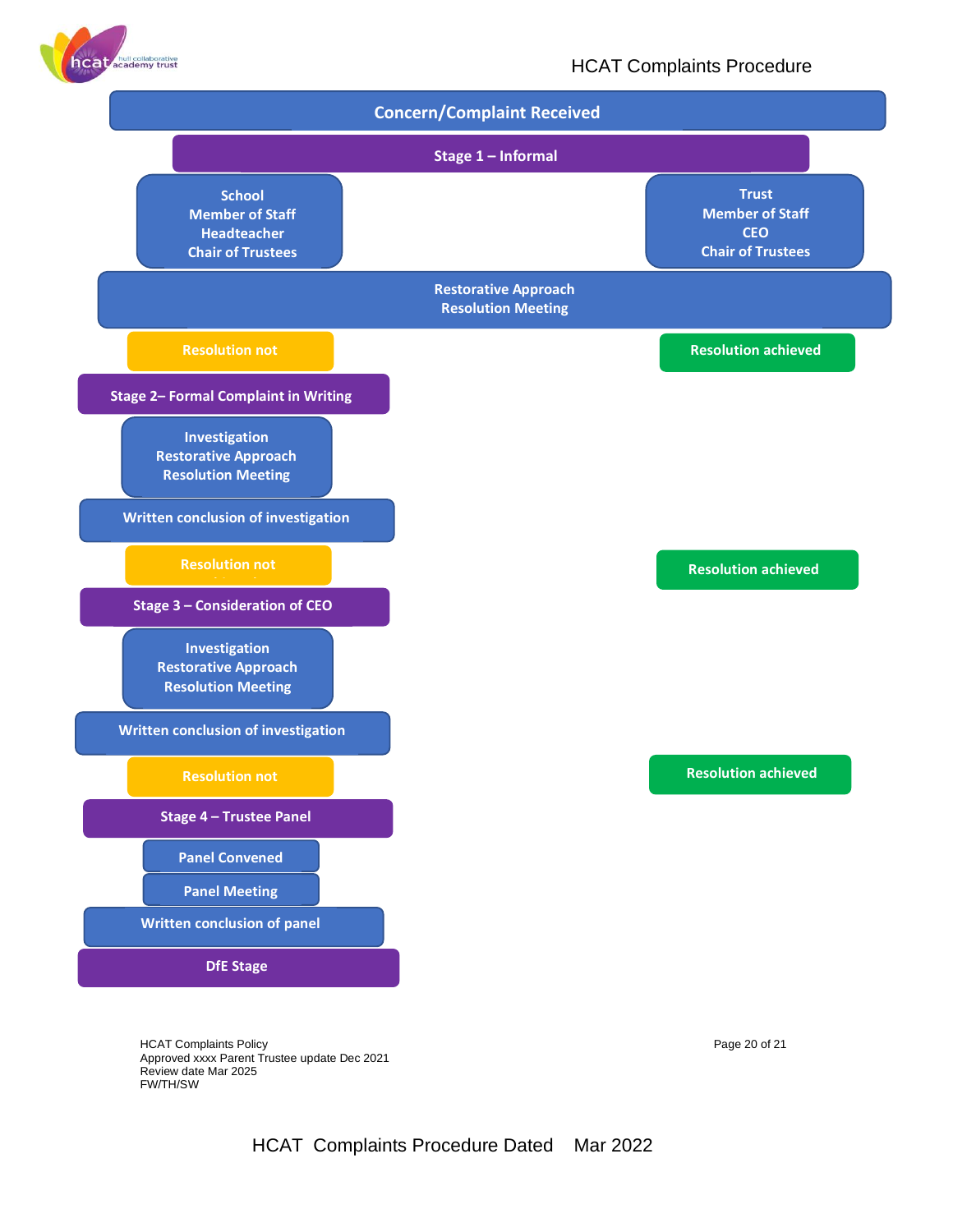# HCAT Complaints Procedure

**Concern/Complaint Received**

**Stage 1 – Informal**

| School | Trust |
| --- | --- |
| Member of Staff | Member of Staff |
| Headteacher | CEO |
| Chair of Trustees | Chair of Trustees |

Restorative Approach
Resolution Meeting

Resolution not — Resolution achieved

**Stage 2– Formal Complaint in Writing**

Investigation
Restorative Approach
Resolution Meeting

Written conclusion of investigation

Resolution not — Resolution achieved

**Stage 3 – Consideration of CEO**

Investigation
Restorative Approach
Resolution Meeting

Written conclusion of investigation

Resolution not — Resolution achieved

**Stage 4 – Trustee Panel**

Panel Convened

Panel Meeting

Written conclusion of panel

**DfE Stage**

HCAT Complaints Policy
Approved xxxx Parent Trustee update Dec 2021
Review date Mar 2025
FW/TH/SW

HCAT Complaints Procedure Dated Mar 2022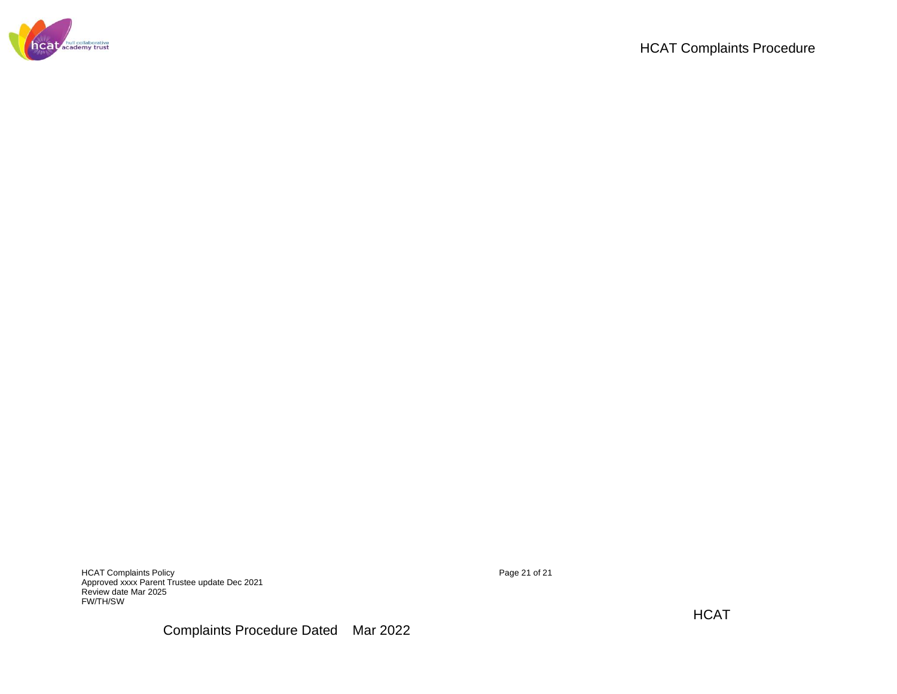HCAT

Complaints Procedure Dated Mar 2022